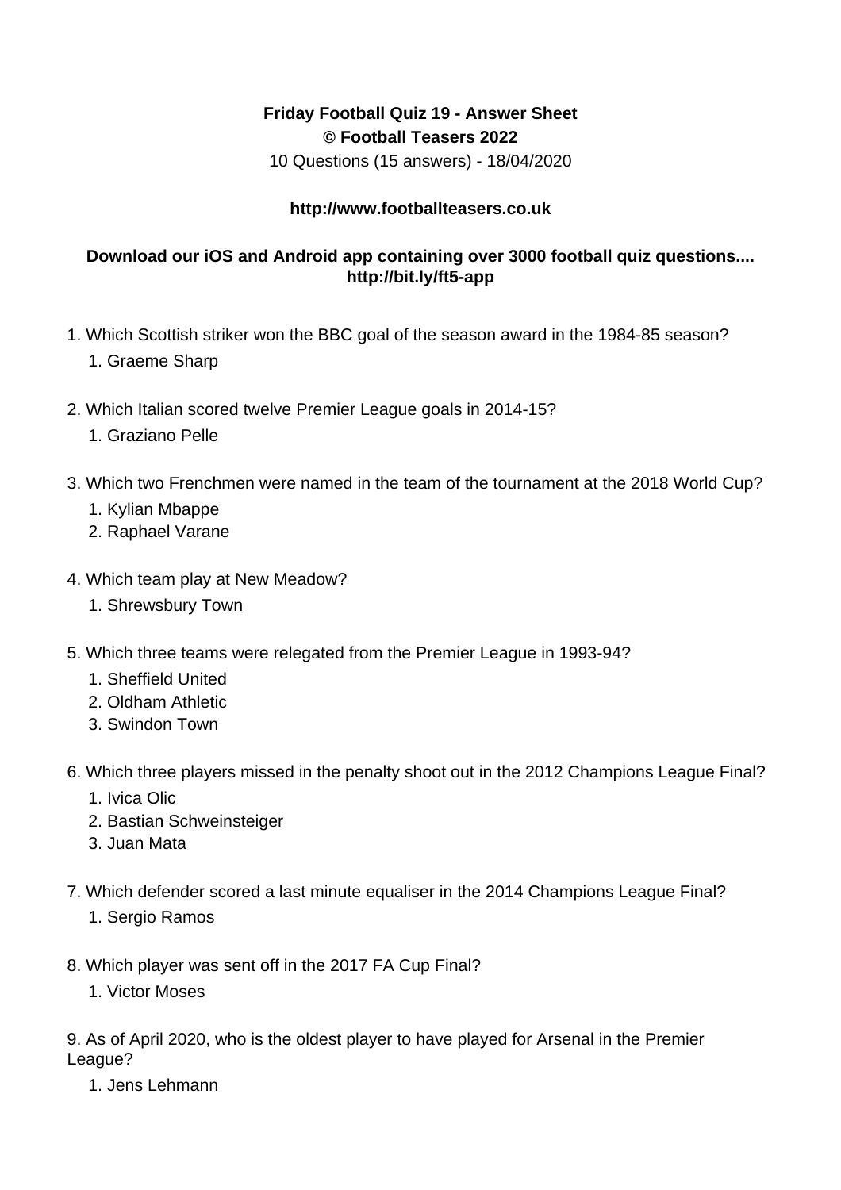**Friday Football Quiz 19 - Answer Sheet**
**© Football Teasers 2022**
10 Questions (15 answers) - 18/04/2020

**http://www.footballteasers.co.uk**

**Download our iOS and Android app containing over 3000 football quiz questions.... http://bit.ly/ft5-app**

1. Which Scottish striker won the BBC goal of the season award in the 1984-85 season?
    1. Graeme Sharp

2. Which Italian scored twelve Premier League goals in 2014-15?
    1. Graziano Pelle

3. Which two Frenchmen were named in the team of the tournament at the 2018 World Cup?
    1. Kylian Mbappe
    2. Raphael Varane

4. Which team play at New Meadow?
    1. Shrewsbury Town

5. Which three teams were relegated from the Premier League in 1993-94?
    1. Sheffield United
    2. Oldham Athletic
    3. Swindon Town

6. Which three players missed in the penalty shoot out in the 2012 Champions League Final?
    1. Ivica Olic
    2. Bastian Schweinsteiger
    3. Juan Mata

7. Which defender scored a last minute equaliser in the 2014 Champions League Final?
    1. Sergio Ramos

8. Which player was sent off in the 2017 FA Cup Final?
    1. Victor Moses

9. As of April 2020, who is the oldest player to have played for Arsenal in the Premier League?
    1. Jens Lehmann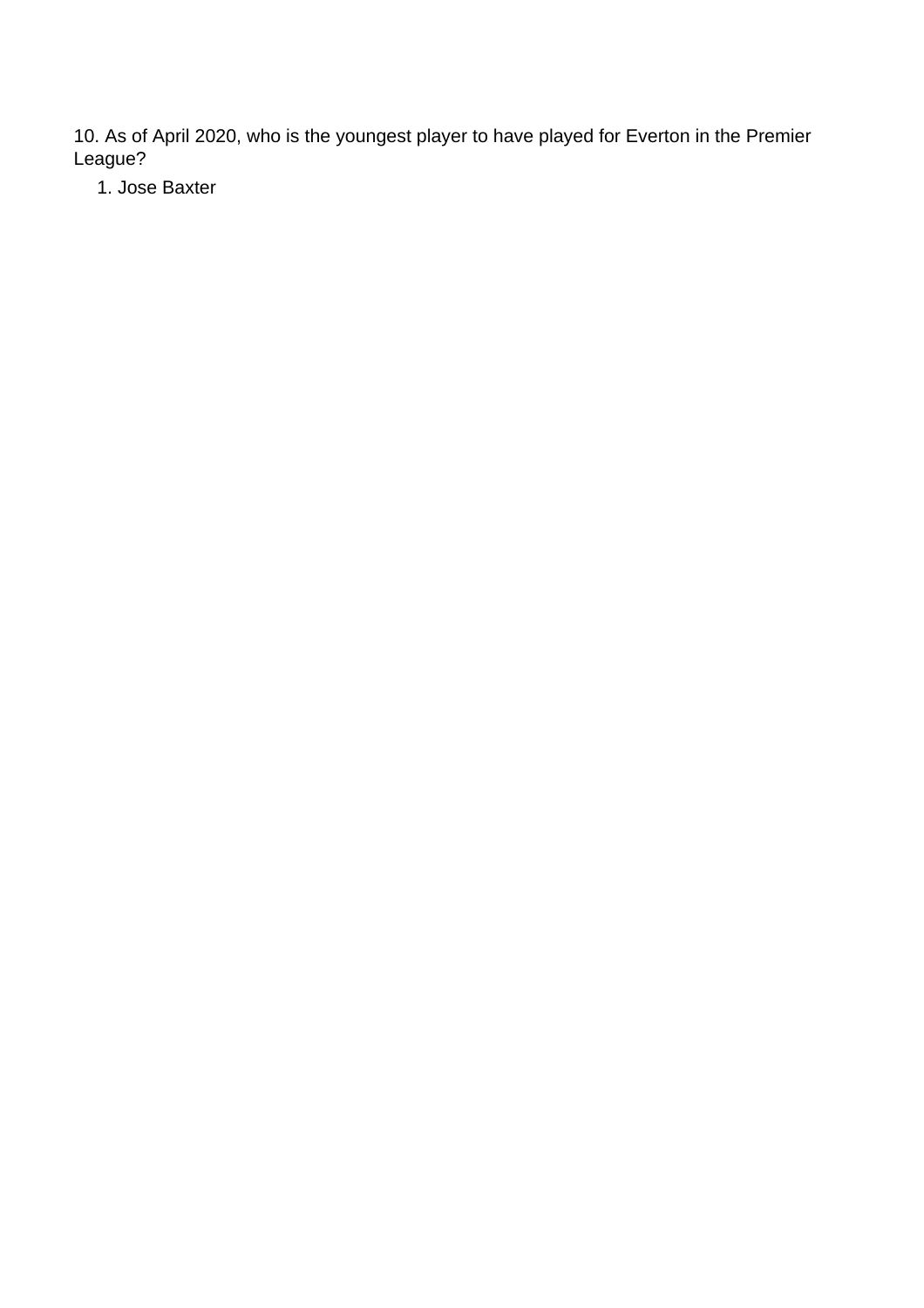10. As of April 2020, who is the youngest player to have played for Everton in the Premier League?

1. Jose Baxter